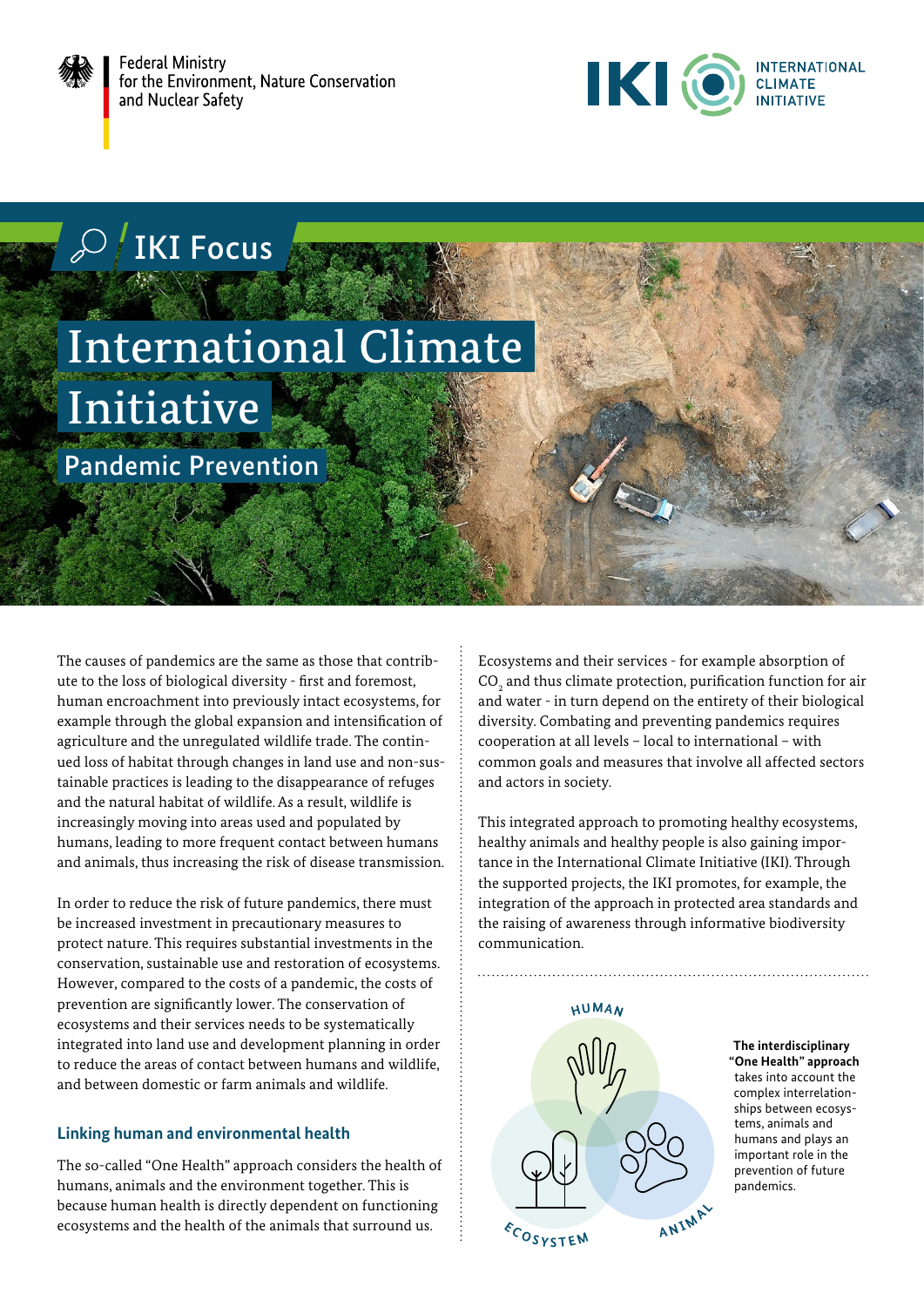Federal Ministry for the Environment, Nature Conservation and Nuclear Safety

IKI INTERNATIONAL CLIMATE INITIATIVE

IKI Focus

# International Climate Initiative

## Pandemic Prevention

The causes of pandemics are the same as those that contribute to the loss of biological diversity - first and foremost, human encroachment into previously intact ecosystems, for example through the global expansion and intensification of agriculture and the unregulated wildlife trade. The continued loss of habitat through changes in land use and non-sustainable practices is leading to the disappearance of refuges and the natural habitat of wildlife. As a result, wildlife is increasingly moving into areas used and populated by humans, leading to more frequent contact between humans and animals, thus increasing the risk of disease transmission.

In order to reduce the risk of future pandemics, there must be increased investment in precautionary measures to protect nature. This requires substantial investments in the conservation, sustainable use and restoration of ecosystems. However, compared to the costs of a pandemic, the costs of prevention are significantly lower. The conservation of ecosystems and their services needs to be systematically integrated into land use and development planning in order to reduce the areas of contact between humans and wildlife, and between domestic or farm animals and wildlife.

### Linking human and environmental health

The so-called "One Health" approach considers the health of humans, animals and the environment together. This is because human health is directly dependent on functioning ecosystems and the health of the animals that surround us.

Ecosystems and their services - for example absorption of $CO_2$ and thus climate protection, purification function for air and water - in turn depend on the entirety of their biological diversity. Combating and preventing pandemics requires cooperation at all levels – local to international – with common goals and measures that involve all affected sectors and actors in society.

This integrated approach to promoting healthy ecosystems, healthy animals and healthy people is also gaining importance in the International Climate Initiative (IKI). Through the supported projects, the IKI promotes, for example, the integration of the approach in protected area standards and the raising of awareness through informative biodiversity communication.

HUMAN

ECOSYSTEM

ANIMAL

**The interdisciplinary "One Health" approach** takes into account the complex interrelationships between ecosystems, animals and humans and plays an important role in the prevention of future pandemics.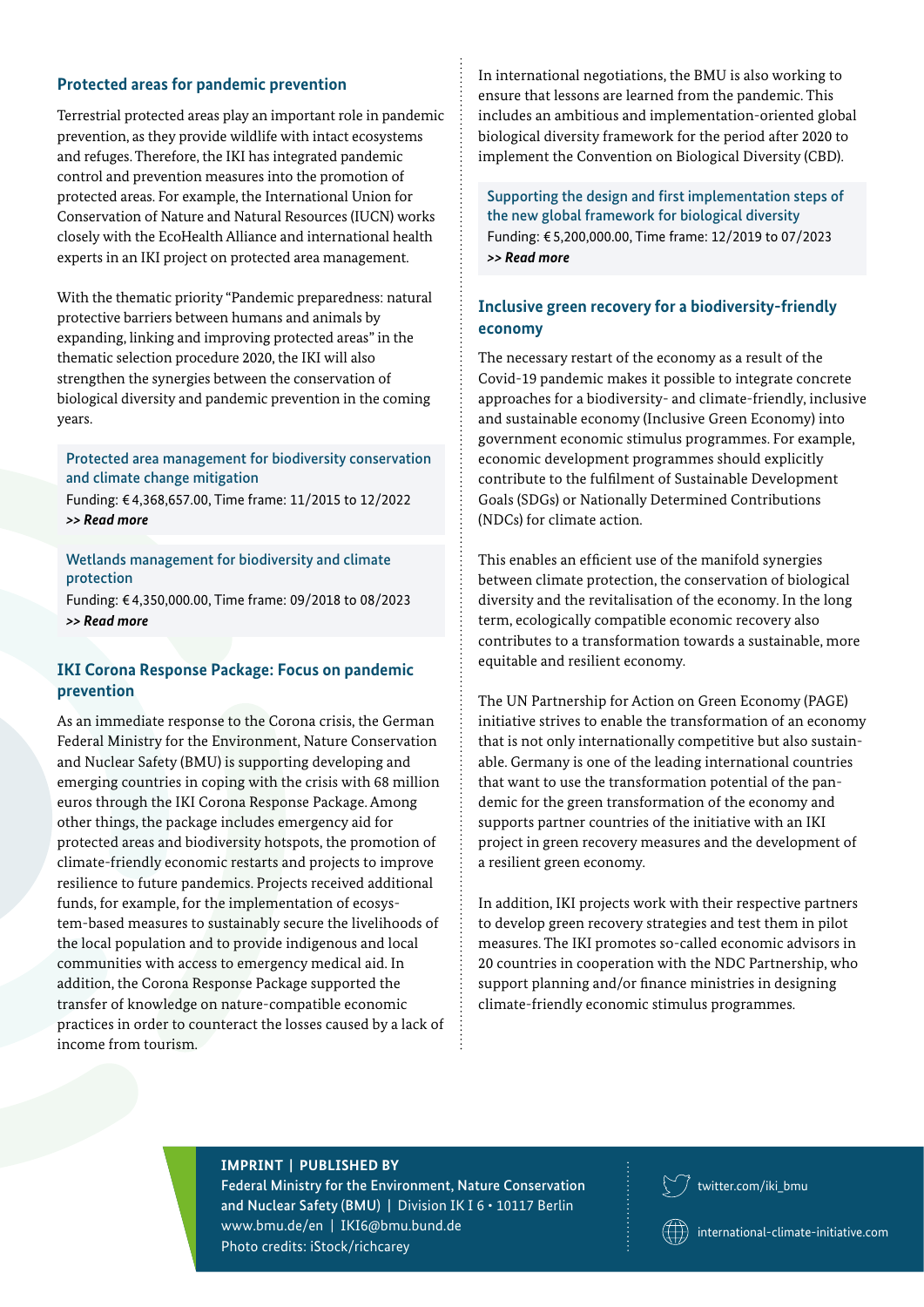## Protected areas for pandemic prevention

Terrestrial protected areas play an important role in pandemic prevention, as they provide wildlife with intact ecosystems and refuges. Therefore, the IKI has integrated pandemic control and prevention measures into the promotion of protected areas. For example, the International Union for Conservation of Nature and Natural Resources (IUCN) works closely with the EcoHealth Alliance and international health experts in an IKI project on protected area management.

With the thematic priority "Pandemic preparedness: natural protective barriers between humans and animals by expanding, linking and improving protected areas" in the thematic selection procedure 2020, the IKI will also strengthen the synergies between the conservation of biological diversity and pandemic prevention in the coming years.

**Protected area management for biodiversity conservation and climate change mitigation**
Funding: € 4,368,657.00, Time frame: 11/2015 to 12/2022
***>> Read more***

**Wetlands management for biodiversity and climate protection**
Funding: € 4,350,000.00, Time frame: 09/2018 to 08/2023
***>> Read more***

## IKI Corona Response Package: Focus on pandemic prevention

As an immediate response to the Corona crisis, the German Federal Ministry for the Environment, Nature Conservation and Nuclear Safety (BMU) is supporting developing and emerging countries in coping with the crisis with 68 million euros through the IKI Corona Response Package. Among other things, the package includes emergency aid for protected areas and biodiversity hotspots, the promotion of climate-friendly economic restarts and projects to improve resilience to future pandemics. Projects received additional funds, for example, for the implementation of ecosystem-based measures to sustainably secure the livelihoods of the local population and to provide indigenous and local communities with access to emergency medical aid. In addition, the Corona Response Package supported the transfer of knowledge on nature-compatible economic practices in order to counteract the losses caused by a lack of income from tourism.

In international negotiations, the BMU is also working to ensure that lessons are learned from the pandemic. This includes an ambitious and implementation-oriented global biological diversity framework for the period after 2020 to implement the Convention on Biological Diversity (CBD).

**Supporting the design and first implementation steps of the new global framework for biological diversity**
Funding: € 5,200,000.00, Time frame: 12/2019 to 07/2023
***>> Read more***

## Inclusive green recovery for a biodiversity-friendly economy

The necessary restart of the economy as a result of the Covid-19 pandemic makes it possible to integrate concrete approaches for a biodiversity- and climate-friendly, inclusive and sustainable economy (Inclusive Green Economy) into government economic stimulus programmes. For example, economic development programmes should explicitly contribute to the fulfilment of Sustainable Development Goals (SDGs) or Nationally Determined Contributions (NDCs) for climate action.

This enables an efficient use of the manifold synergies between climate protection, the conservation of biological diversity and the revitalisation of the economy. In the long term, ecologically compatible economic recovery also contributes to a transformation towards a sustainable, more equitable and resilient economy.

The UN Partnership for Action on Green Economy (PAGE) initiative strives to enable the transformation of an economy that is not only internationally competitive but also sustainable. Germany is one of the leading international countries that want to use the transformation potential of the pandemic for the green transformation of the economy and supports partner countries of the initiative with an IKI project in green recovery measures and the development of a resilient green economy.

In addition, IKI projects work with their respective partners to develop green recovery strategies and test them in pilot measures. The IKI promotes so-called economic advisors in 20 countries in cooperation with the NDC Partnership, who support planning and/or finance ministries in designing climate-friendly economic stimulus programmes.

**IMPRINT | PUBLISHED BY**
Federal Ministry for the Environment, Nature Conservation and Nuclear Safety (BMU) | Division IK I 6 • 10117 Berlin
www.bmu.de/en | IKI6@bmu.bund.de
Photo credits: iStock/richcarey

twitter.com/iki_bmu

international-climate-initiative.com